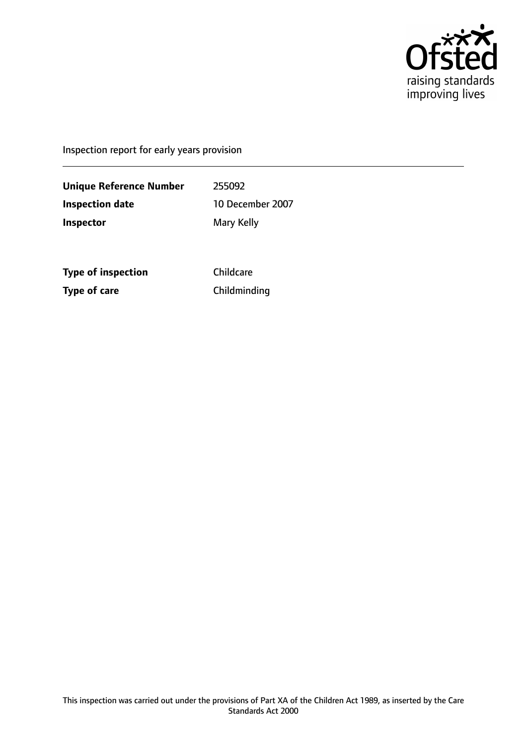Ofsted
raising standards
improving lives

Inspection report for early years provision

| | |
|---|---|
| **Unique Reference Number** | 255092 |
| **Inspection date** | 10 December 2007 |
| **Inspector** | Mary Kelly |

| | |
|---|---|
| **Type of inspection** | Childcare |
| **Type of care** | Childminding |

This inspection was carried out under the provisions of Part XA of the Children Act 1989, as inserted by the Care Standards Act 2000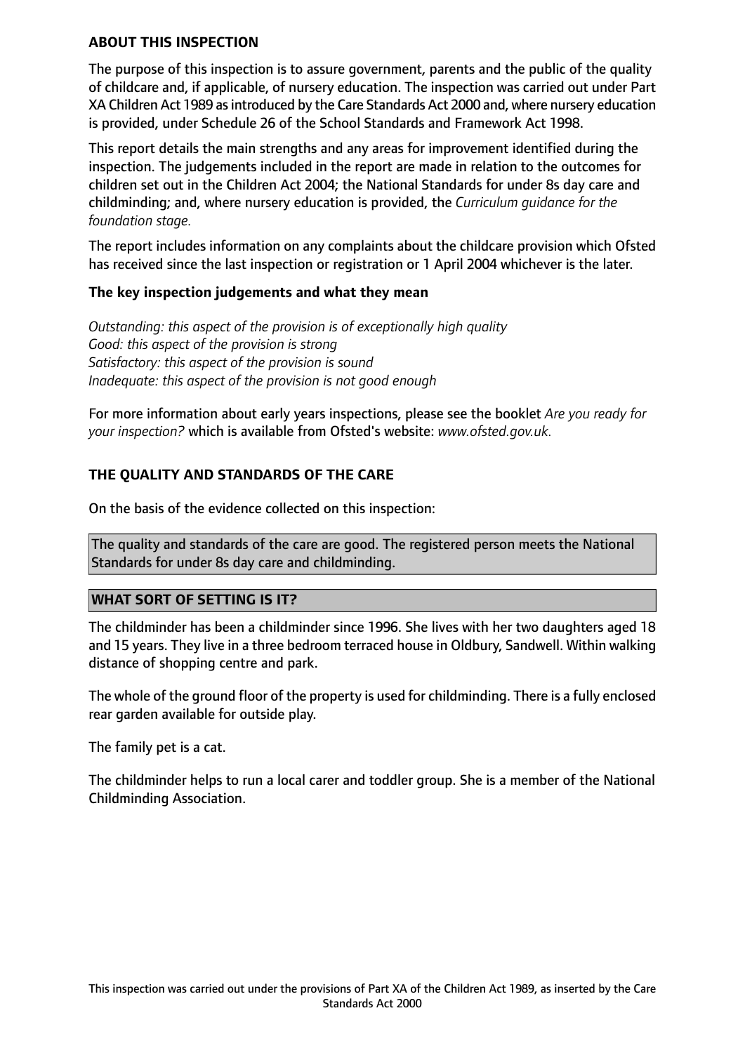## ABOUT THIS INSPECTION

The purpose of this inspection is to assure government, parents and the public of the quality of childcare and, if applicable, of nursery education. The inspection was carried out under Part XA Children Act 1989 as introduced by the Care Standards Act 2000 and, where nursery education is provided, under Schedule 26 of the School Standards and Framework Act 1998.

This report details the main strengths and any areas for improvement identified during the inspection. The judgements included in the report are made in relation to the outcomes for children set out in the Children Act 2004; the National Standards for under 8s day care and childminding; and, where nursery education is provided, the *Curriculum guidance for the foundation stage.*

The report includes information on any complaints about the childcare provision which Ofsted has received since the last inspection or registration or 1 April 2004 whichever is the later.

### The key inspection judgements and what they mean

*Outstanding: this aspect of the provision is of exceptionally high quality*
*Good: this aspect of the provision is strong*
*Satisfactory: this aspect of the provision is sound*
*Inadequate: this aspect of the provision is not good enough*

For more information about early years inspections, please see the booklet *Are you ready for your inspection?* which is available from Ofsted's website: *www.ofsted.gov.uk.*

## THE QUALITY AND STANDARDS OF THE CARE

On the basis of the evidence collected on this inspection:

The quality and standards of the care are good. The registered person meets the National Standards for under 8s day care and childminding.

## WHAT SORT OF SETTING IS IT?

The childminder has been a childminder since 1996. She lives with her two daughters aged 18 and 15 years. They live in a three bedroom terraced house in Oldbury, Sandwell. Within walking distance of shopping centre and park.

The whole of the ground floor of the property is used for childminding. There is a fully enclosed rear garden available for outside play.

The family pet is a cat.

The childminder helps to run a local carer and toddler group. She is a member of the National Childminding Association.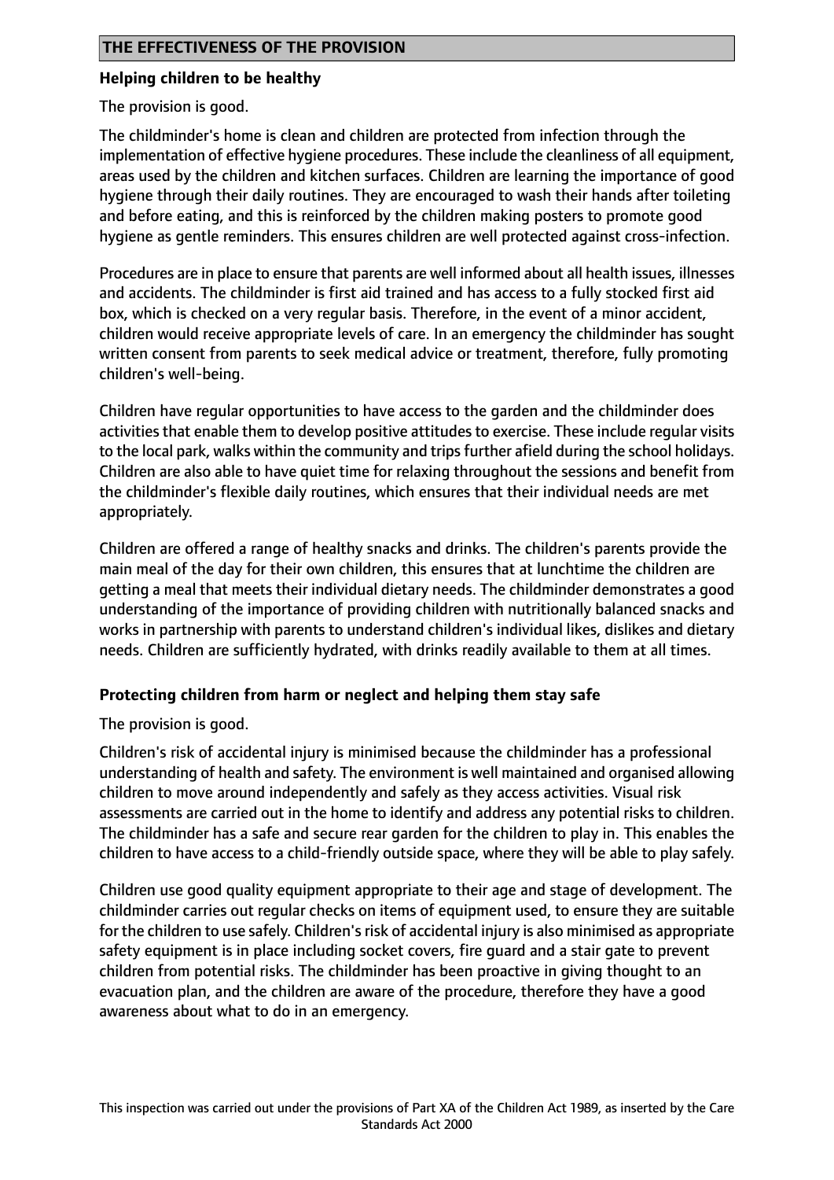## THE EFFECTIVENESS OF THE PROVISION

### Helping children to be healthy

The provision is good.

The childminder's home is clean and children are protected from infection through the implementation of effective hygiene procedures. These include the cleanliness of all equipment, areas used by the children and kitchen surfaces. Children are learning the importance of good hygiene through their daily routines. They are encouraged to wash their hands after toileting and before eating, and this is reinforced by the children making posters to promote good hygiene as gentle reminders. This ensures children are well protected against cross-infection.

Procedures are in place to ensure that parents are well informed about all health issues, illnesses and accidents. The childminder is first aid trained and has access to a fully stocked first aid box, which is checked on a very regular basis. Therefore, in the event of a minor accident, children would receive appropriate levels of care. In an emergency the childminder has sought written consent from parents to seek medical advice or treatment, therefore, fully promoting children's well-being.

Children have regular opportunities to have access to the garden and the childminder does activities that enable them to develop positive attitudes to exercise. These include regular visits to the local park, walks within the community and trips further afield during the school holidays. Children are also able to have quiet time for relaxing throughout the sessions and benefit from the childminder's flexible daily routines, which ensures that their individual needs are met appropriately.

Children are offered a range of healthy snacks and drinks. The children's parents provide the main meal of the day for their own children, this ensures that at lunchtime the children are getting a meal that meets their individual dietary needs. The childminder demonstrates a good understanding of the importance of providing children with nutritionally balanced snacks and works in partnership with parents to understand children's individual likes, dislikes and dietary needs. Children are sufficiently hydrated, with drinks readily available to them at all times.

### Protecting children from harm or neglect and helping them stay safe

The provision is good.

Children's risk of accidental injury is minimised because the childminder has a professional understanding of health and safety. The environment is well maintained and organised allowing children to move around independently and safely as they access activities. Visual risk assessments are carried out in the home to identify and address any potential risks to children. The childminder has a safe and secure rear garden for the children to play in. This enables the children to have access to a child-friendly outside space, where they will be able to play safely.

Children use good quality equipment appropriate to their age and stage of development. The childminder carries out regular checks on items of equipment used, to ensure they are suitable for the children to use safely. Children's risk of accidental injury is also minimised as appropriate safety equipment is in place including socket covers, fire guard and a stair gate to prevent children from potential risks. The childminder has been proactive in giving thought to an evacuation plan, and the children are aware of the procedure, therefore they have a good awareness about what to do in an emergency.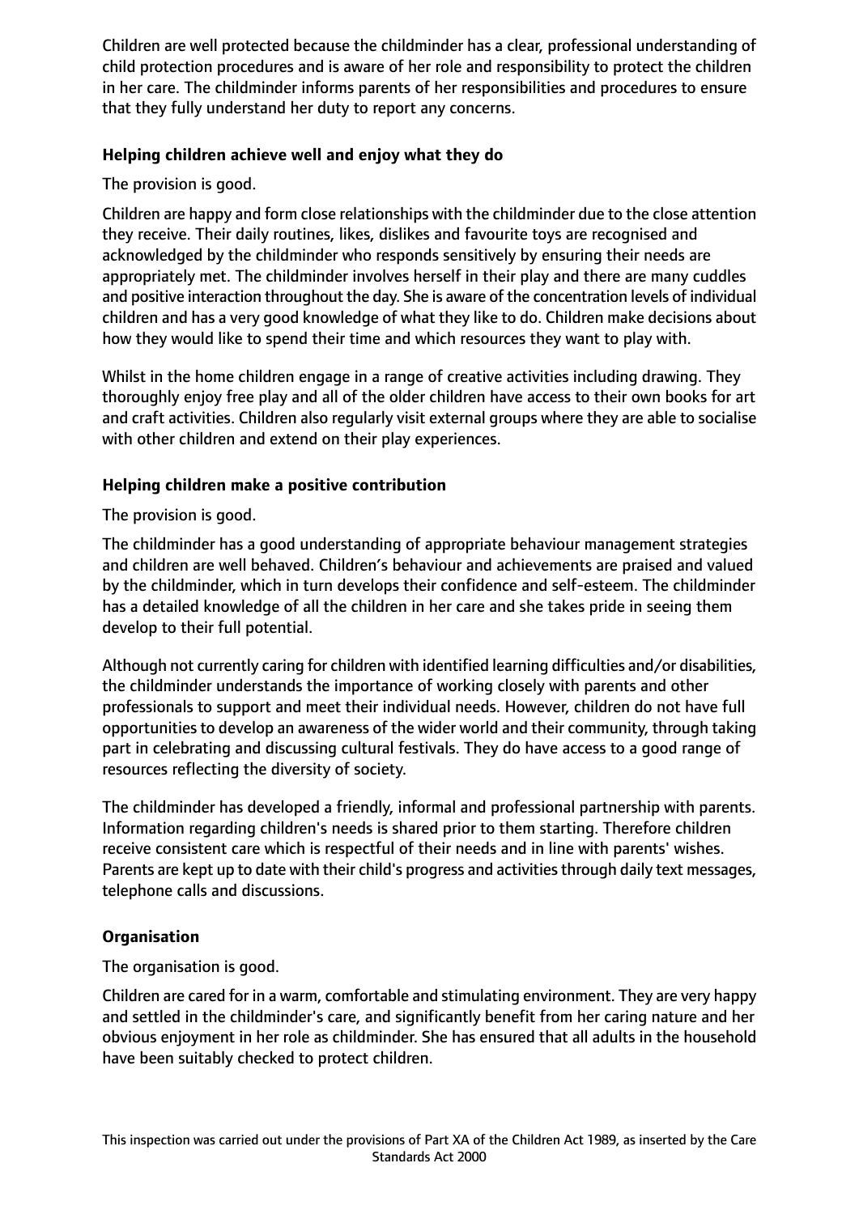Children are well protected because the childminder has a clear, professional understanding of child protection procedures and is aware of her role and responsibility to protect the children in her care. The childminder informs parents of her responsibilities and procedures to ensure that they fully understand her duty to report any concerns.

**Helping children achieve well and enjoy what they do**

The provision is good.

Children are happy and form close relationships with the childminder due to the close attention they receive. Their daily routines, likes, dislikes and favourite toys are recognised and acknowledged by the childminder who responds sensitively by ensuring their needs are appropriately met. The childminder involves herself in their play and there are many cuddles and positive interaction throughout the day. She is aware of the concentration levels of individual children and has a very good knowledge of what they like to do. Children make decisions about how they would like to spend their time and which resources they want to play with.

Whilst in the home children engage in a range of creative activities including drawing. They thoroughly enjoy free play and all of the older children have access to their own books for art and craft activities. Children also regularly visit external groups where they are able to socialise with other children and extend on their play experiences.

**Helping children make a positive contribution**

The provision is good.

The childminder has a good understanding of appropriate behaviour management strategies and children are well behaved. Children's behaviour and achievements are praised and valued by the childminder, which in turn develops their confidence and self-esteem. The childminder has a detailed knowledge of all the children in her care and she takes pride in seeing them develop to their full potential.

Although not currently caring for children with identified learning difficulties and/or disabilities, the childminder understands the importance of working closely with parents and other professionals to support and meet their individual needs. However, children do not have full opportunities to develop an awareness of the wider world and their community, through taking part in celebrating and discussing cultural festivals. They do have access to a good range of resources reflecting the diversity of society.

The childminder has developed a friendly, informal and professional partnership with parents. Information regarding children's needs is shared prior to them starting. Therefore children receive consistent care which is respectful of their needs and in line with parents' wishes. Parents are kept up to date with their child's progress and activities through daily text messages, telephone calls and discussions.

**Organisation**

The organisation is good.

Children are cared for in a warm, comfortable and stimulating environment. They are very happy and settled in the childminder's care, and significantly benefit from her caring nature and her obvious enjoyment in her role as childminder. She has ensured that all adults in the household have been suitably checked to protect children.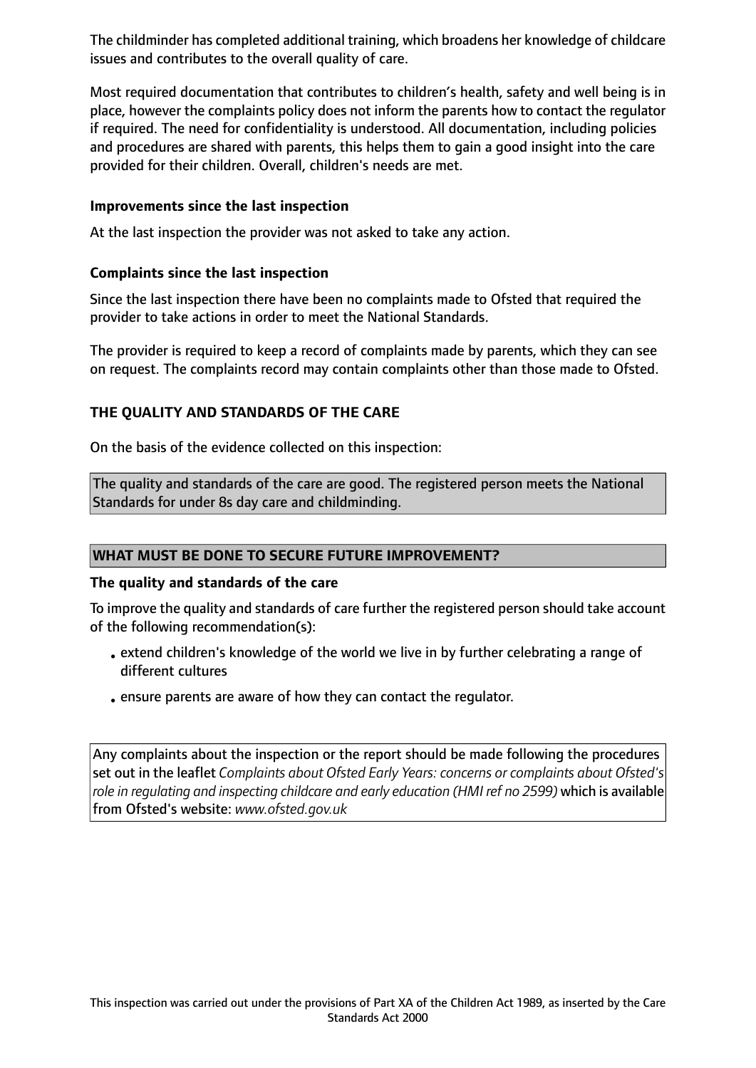The childminder has completed additional training, which broadens her knowledge of childcare issues and contributes to the overall quality of care.

Most required documentation that contributes to children's health, safety and well being is in place, however the complaints policy does not inform the parents how to contact the regulator if required. The need for confidentiality is understood. All documentation, including policies and procedures are shared with parents, this helps them to gain a good insight into the care provided for their children. Overall, children's needs are met.

### Improvements since the last inspection

At the last inspection the provider was not asked to take any action.

### Complaints since the last inspection

Since the last inspection there have been no complaints made to Ofsted that required the provider to take actions in order to meet the National Standards.

The provider is required to keep a record of complaints made by parents, which they can see on request. The complaints record may contain complaints other than those made to Ofsted.

## THE QUALITY AND STANDARDS OF THE CARE

On the basis of the evidence collected on this inspection:

The quality and standards of the care are good. The registered person meets the National Standards for under 8s day care and childminding.

## WHAT MUST BE DONE TO SECURE FUTURE IMPROVEMENT?

### The quality and standards of the care

To improve the quality and standards of care further the registered person should take account of the following recommendation(s):

- extend children's knowledge of the world we live in by further celebrating a range of different cultures
- ensure parents are aware of how they can contact the regulator.

Any complaints about the inspection or the report should be made following the procedures set out in the leaflet *Complaints about Ofsted Early Years: concerns or complaints about Ofsted's role in regulating and inspecting childcare and early education (HMI ref no 2599)* which is available from Ofsted's website: *www.ofsted.gov.uk*

This inspection was carried out under the provisions of Part XA of the Children Act 1989, as inserted by the Care Standards Act 2000